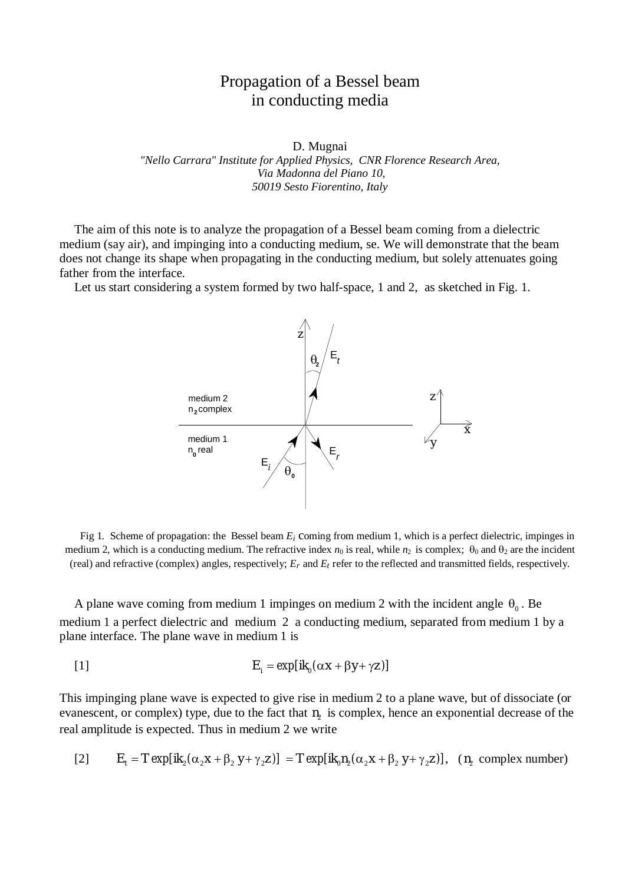# Propagation of a Bessel beam in conducting media

D. Mugnai

*"Nello Carrara" Institute for Applied Physics, CNR Florence Research Area,*
*Via Madonna del Piano 10,*
*50019 Sesto Fiorentino, Italy*

The aim of this note is to analyze the propagation of a Bessel beam coming from a dielectric medium (say air), and impinging into a conducting medium, se. We will demonstrate that the beam does not change its shape when propagating in the conducting medium, but solely attenuates going father from the interface.

Let us start considering a system formed by two half-space, 1 and 2, as sketched in Fig. 1.

Fig 1. Scheme of propagation: the Bessel beam $E_i$ coming from medium 1, which is a perfect dielectric, impinges in medium 2, which is a conducting medium. The refractive index $n_0$ is real, while $n_2$ is complex; $\theta_0$ and $\theta_2$ are the incident (real) and refractive (complex) angles, respectively; $E_r$ and $E_t$ refer to the reflected and transmitted fields, respectively.

A plane wave coming from medium 1 impinges on medium 2 with the incident angle $\theta_0$. Be medium 1 a perfect dielectric and medium 2 a conducting medium, separated from medium 1 by a plane interface. The plane wave in medium 1 is

$$E_i = \exp[ik_0(\alpha x + \beta y + \gamma z)] \tag{1}$$

This impinging plane wave is expected to give rise in medium 2 to a plane wave, but of dissociate (or evanescent, or complex) type, due to the fact that $n_2$ is complex, hence an exponential decrease of the real amplitude is expected. Thus in medium 2 we write

$$E_t = T\exp[ik_2(\alpha_2 x + \beta_2\, y + \gamma_2 z)] = T\exp[ik_0 n_2(\alpha_2 x + \beta_2\, y + \gamma_2 z)], \quad (n_2 \text{ complex number}) \tag{2}$$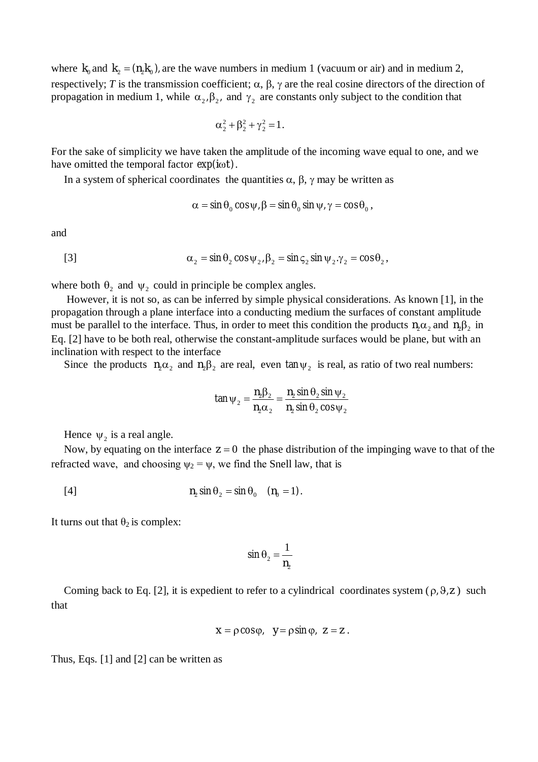where $k_0$ and $k_2 = (n_2 k_0)$, are the wave numbers in medium 1 (vacuum or air) and in medium 2, respectively; *T* is the transmission coefficient; α, β, γ are the real cosine directors of the direction of propagation in medium 1, while $\alpha_2, \beta_2,$ and $\gamma_2$ are constants only subject to the condition that

$$\alpha_2^2 + \beta_2^2 + \gamma_2^2 = 1.$$

For the sake of simplicity we have taken the amplitude of the incoming wave equal to one, and we have omitted the temporal factor $\exp(i\omega t)$.

In a system of spherical coordinates the quantities α, β, γ may be written as

$$\alpha = \sin\theta_0 \cos\psi, \beta = \sin\theta_0 \sin\psi, \gamma = \cos\theta_0,$$

and

[3] $$\alpha_2 = \sin\theta_2 \cos\psi_2, \beta_2 = \sin\varsigma_2 \sin\psi_2 . \gamma_2 = \cos\theta_2,$$

where both $\theta_2$ and $\psi_2$ could in principle be complex angles.

However, it is not so, as can be inferred by simple physical considerations. As known [1], in the propagation through a plane interface into a conducting medium the surfaces of constant amplitude must be parallel to the interface. Thus, in order to meet this condition the products $n_2\alpha_2$ and $n_2\beta_2$ in Eq. [2] have to be both real, otherwise the constant-amplitude surfaces would be plane, but with an inclination with respect to the interface

Since the products $n_2\alpha_2$ and $n_2\beta_2$ are real, even $\tan\psi_2$ is real, as ratio of two real numbers:

$$\tan\psi_2 = \frac{n_2\beta_2}{n_2\alpha_2} = \frac{n_2 \sin\theta_2 \sin\psi_2}{n_2 \sin\theta_2 \cos\psi_2}$$

Hence $\psi_2$ is a real angle.

Now, by equating on the interface $z = 0$ the phase distribution of the impinging wave to that of the refracted wave, and choosing $\psi_2 = \psi$, we find the Snell law, that is

[4] $$n_2 \sin\theta_2 = \sin\theta_0 \quad (n_0 = 1).$$

It turns out that $\theta_2$ is complex:

$$\sin\theta_2 = \frac{1}{n_2}$$

Coming back to Eq. [2], it is expedient to refer to a cylindrical coordinates system $(\rho, \vartheta, z)$ such that

$$x = \rho\cos\varphi, \quad y = \rho\sin\varphi, \quad z = z.$$

Thus, Eqs. [1] and [2] can be written as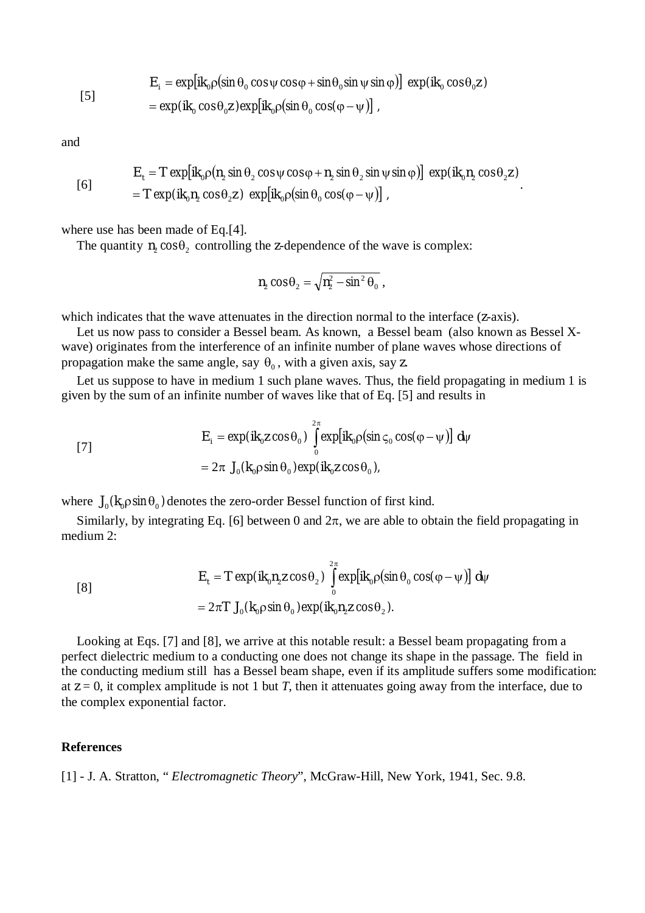$$
\begin{aligned}
E_i &= \exp\left[ik_0\rho\left(\sin\theta_0\cos\psi\cos\varphi + \sin\theta_0\sin\psi\sin\varphi\right)\right]\ \exp(ik_0\cos\theta_0 z) \\
&= \exp(ik_0\cos\theta_0 z)\exp\left[ik_0\rho\left(\sin\theta_0\cos(\varphi-\psi)\right)\right],
\end{aligned}
\tag{5}
$$

and

$$
\begin{aligned}
E_t &= T\exp\left[ik_0\rho\left(n_2\sin\theta_2\cos\psi\cos\varphi + n_2\sin\theta_2\sin\psi\sin\varphi\right)\right]\ \exp(ik_0 n_2\cos\theta_2 z) \\
&= T\exp(ik_0 n_2\cos\theta_2 z)\ \exp\left[ik_0\rho\left(\sin\theta_0\cos(\varphi-\psi)\right)\right],
\end{aligned}
\tag{6}
$$

where use has been made of Eq.[4].

The quantity $n_2\cos\theta_2$ controlling the $z$-dependence of the wave is complex:

$$
n_2\cos\theta_2 = \sqrt{n_2^2 - \sin^2\theta_0}\,,
$$

which indicates that the wave attenuates in the direction normal to the interface ($z$-axis).

Let us now pass to consider a Bessel beam. As known, a Bessel beam (also known as Bessel X-wave) originates from the interference of an infinite number of plane waves whose directions of propagation make the same angle, say $\theta_0$, with a given axis, say $z$.

Let us suppose to have in medium 1 such plane waves. Thus, the field propagating in medium 1 is given by the sum of an infinite number of waves like that of Eq. [5] and results in

$$
\begin{aligned}
E_i &= \exp(ik_0 z\cos\theta_0)\int_0^{2\pi}\exp\left[ik_0\rho\left(\sin\varsigma_0\cos(\varphi-\psi)\right)\right]d\psi \\
&= 2\pi\ J_0(k_0\rho\sin\theta_0)\exp(ik_0 z\cos\theta_0),
\end{aligned}
\tag{7}
$$

where $J_0(k_0\rho\sin\theta_0)$ denotes the zero-order Bessel function of first kind.

Similarly, by integrating Eq. [6] between 0 and $2\pi$, we are able to obtain the field propagating in medium 2:

$$
\begin{aligned}
E_t &= T\exp(ik_0 n_2 z\cos\theta_2)\int_0^{2\pi}\exp\left[ik_0\rho\left(\sin\theta_0\cos(\varphi-\psi)\right)\right]d\psi \\
&= 2\pi T\ J_0(k_0\rho\sin\theta_0)\exp(ik_0 n_2 z\cos\theta_2).
\end{aligned}
\tag{8}
$$

Looking at Eqs. [7] and [8], we arrive at this notable result: a Bessel beam propagating from a perfect dielectric medium to a conducting one does not change its shape in the passage. The field in the conducting medium still has a Bessel beam shape, even if its amplitude suffers some modification: at $z = 0$, it complex amplitude is not 1 but *T*, then it attenuates going away from the interface, due to the complex exponential factor.

**References**

[1] - J. A. Stratton, " *Electromagnetic Theory*", McGraw-Hill, New York, 1941, Sec. 9.8.